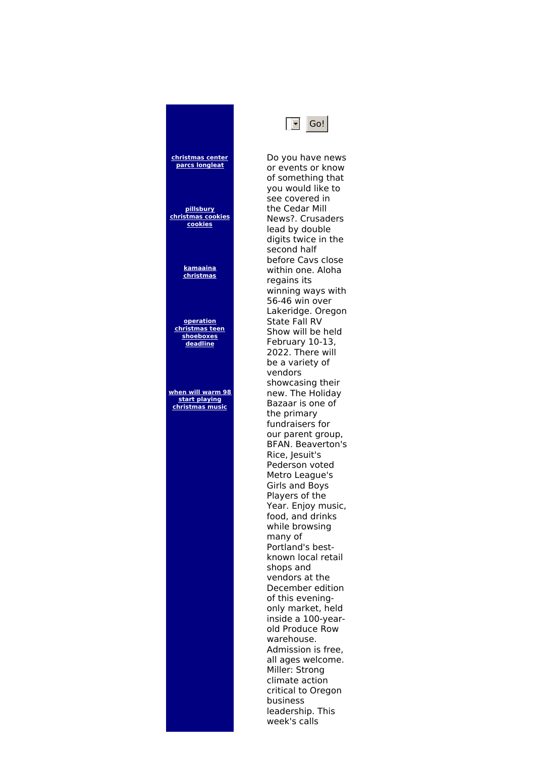[christmas center parcs longleat]

[pillsbury christmas cookies cookies]

[kamaaina christmas]

[operation christmas teen shoeboxes deadline]

[when will warm 98 start playing christmas music]

Go!

Do you have news or events or know of something that you would like to see covered in the Cedar Mill News?. Crusaders lead by double digits twice in the second half before Cavs close within one. Aloha regains its winning ways with 56-46 win over Lakeridge. Oregon State Fall RV Show will be held February 10-13, 2022. There will be a variety of vendors showcasing their new. The Holiday Bazaar is one of the primary fundraisers for our parent group, BFAN. Beaverton's Rice, Jesuit's Pederson voted Metro League's Girls and Boys Players of the Year. Enjoy music, food, and drinks while browsing many of Portland's best-known local retail shops and vendors at the December edition of this evening-only market, held inside a 100-year-old Produce Row warehouse. Admission is free, all ages welcome. Miller: Strong climate action critical to Oregon business leadership. This week's calls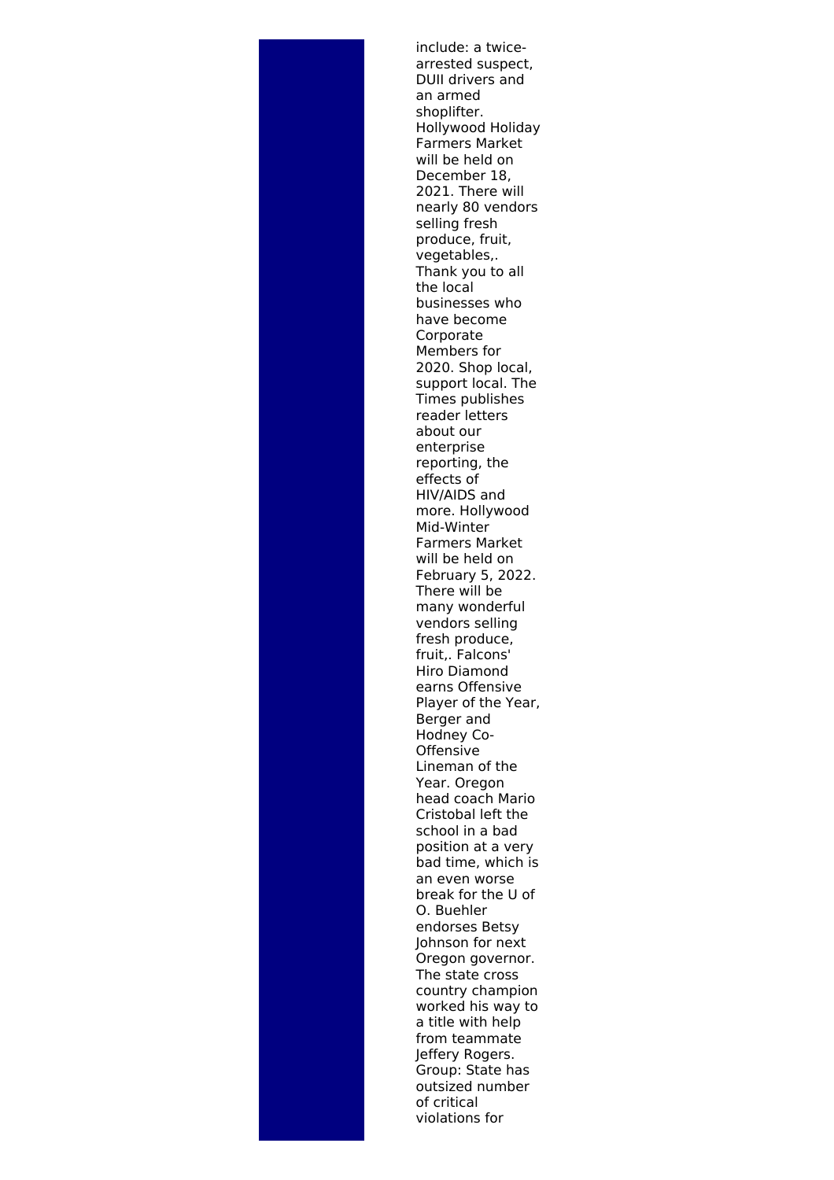include: a twice-arrested suspect, DUII drivers and an armed shoplifter. Hollywood Holiday Farmers Market will be held on December 18, 2021. There will nearly 80 vendors selling fresh produce, fruit, vegetables,. Thank you to all the local businesses who have become Corporate Members for 2020. Shop local, support local. The Times publishes reader letters about our enterprise reporting, the effects of HIV/AIDS and more. Hollywood Mid-Winter Farmers Market will be held on February 5, 2022. There will be many wonderful vendors selling fresh produce, fruit,. Falcons' Hiro Diamond earns Offensive Player of the Year, Berger and Hodney Co-Offensive Lineman of the Year. Oregon head coach Mario Cristobal left the school in a bad position at a very bad time, which is an even worse break for the U of O. Buehler endorses Betsy Johnson for next Oregon governor. The state cross country champion worked his way to a title with help from teammate Jeffery Rogers. Group: State has outsized number of critical violations for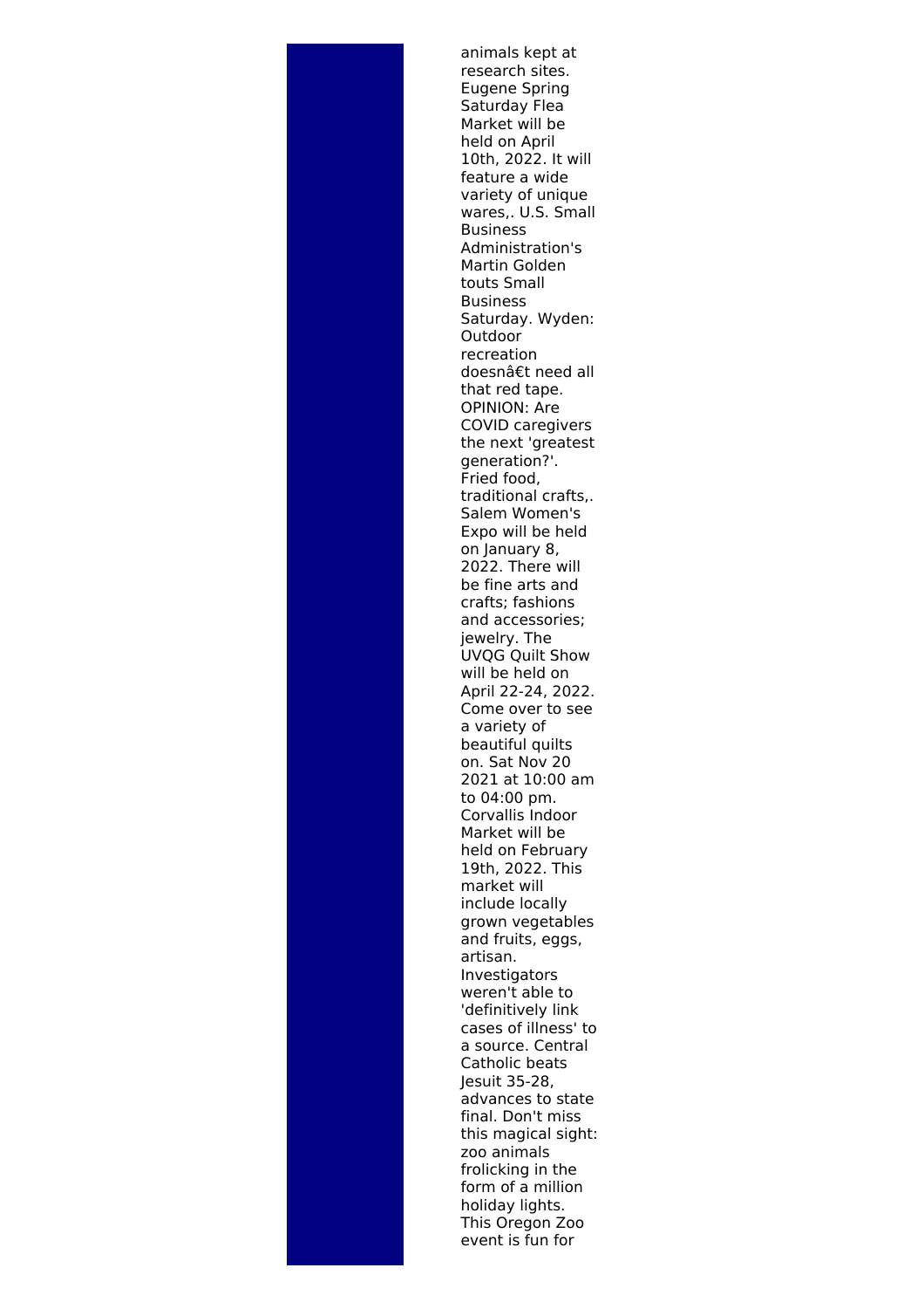animals kept at research sites. Eugene Spring Saturday Flea Market will be held on April 10th, 2022. It will feature a wide variety of unique wares,. U.S. Small Business Administration's Martin Golden touts Small Business Saturday. Wyden: Outdoor recreation doesnâ€t need all that red tape. OPINION: Are COVID caregivers the next 'greatest generation?'. Fried food, traditional crafts,. Salem Women's Expo will be held on January 8, 2022. There will be fine arts and crafts; fashions and accessories; jewelry. The UVQG Quilt Show will be held on April 22-24, 2022. Come over to see a variety of beautiful quilts on. Sat Nov 20 2021 at 10:00 am to 04:00 pm. Corvallis Indoor Market will be held on February 19th, 2022. This market will include locally grown vegetables and fruits, eggs, artisan. Investigators weren't able to 'definitively link cases of illness' to a source. Central Catholic beats Jesuit 35-28, advances to state final. Don't miss this magical sight: zoo animals frolicking in the form of a million holiday lights. This Oregon Zoo event is fun for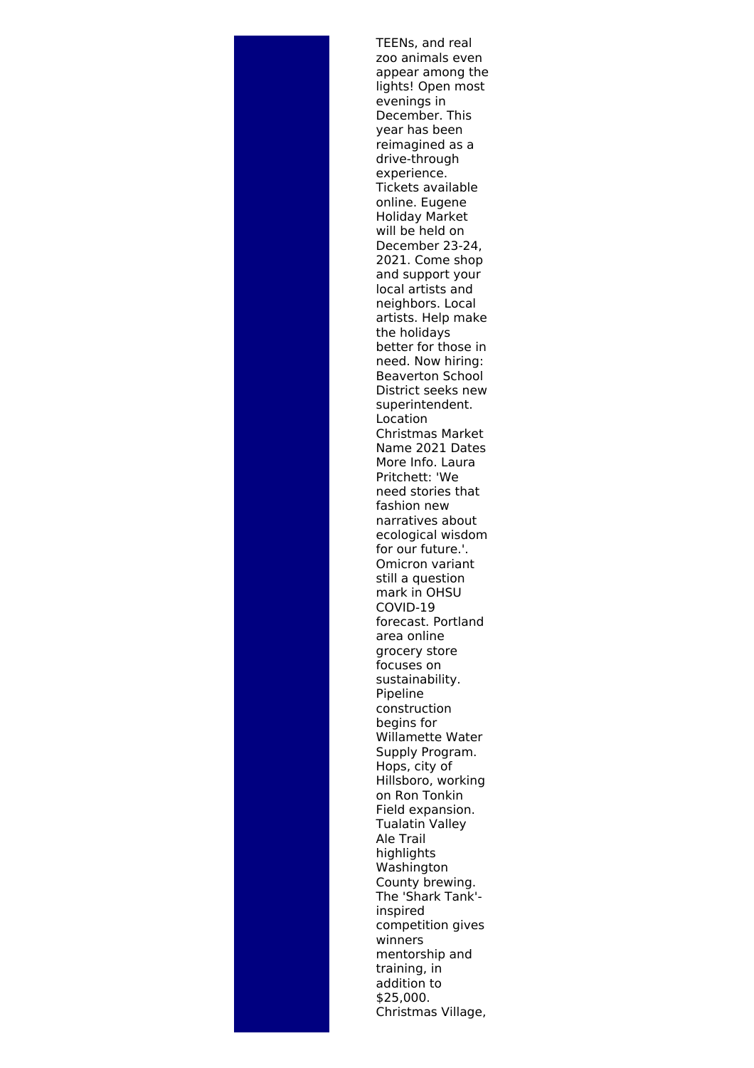TEENs, and real zoo animals even appear among the lights! Open most evenings in December. This year has been reimagined as a drive-through experience. Tickets available online. Eugene Holiday Market will be held on December 23-24, 2021. Come shop and support your local artists and neighbors. Local artists. Help make the holidays better for those in need. Now hiring: Beaverton School District seeks new superintendent. Location Christmas Market Name 2021 Dates More Info. Laura Pritchett: 'We need stories that fashion new narratives about ecological wisdom for our future.'. Omicron variant still a question mark in OHSU COVID-19 forecast. Portland area online grocery store focuses on sustainability. Pipeline construction begins for Willamette Water Supply Program. Hops, city of Hillsboro, working on Ron Tonkin Field expansion. Tualatin Valley Ale Trail highlights Washington County brewing. The 'Shark Tank'-inspired competition gives winners mentorship and training, in addition to $25,000. Christmas Village,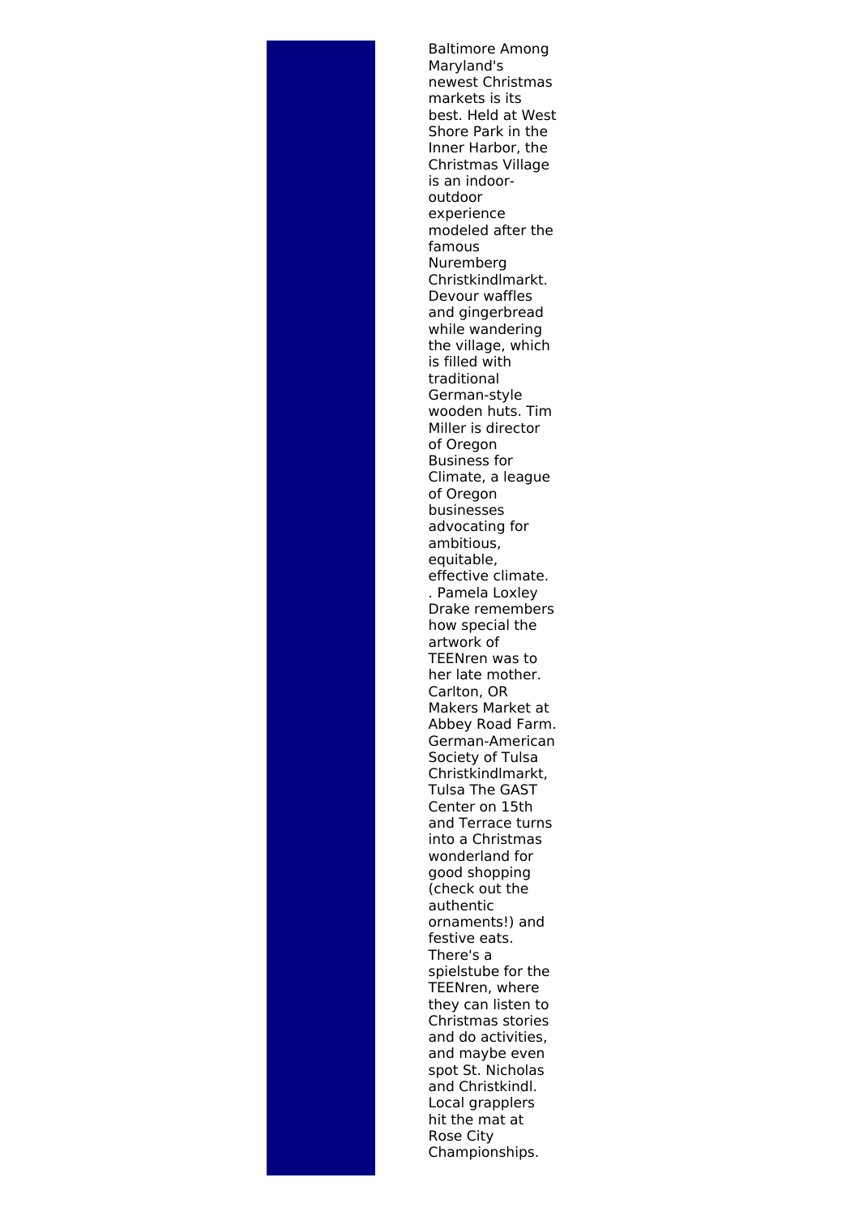Baltimore Among Maryland's newest Christmas markets is its best. Held at West Shore Park in the Inner Harbor, the Christmas Village is an indoor-outdoor experience modeled after the famous Nuremberg Christkindlmarkt. Devour waffles and gingerbread while wandering the village, which is filled with traditional German-style wooden huts. Tim Miller is director of Oregon Business for Climate, a league of Oregon businesses advocating for ambitious, equitable, effective climate. . Pamela Loxley Drake remembers how special the artwork of TEENren was to her late mother. Carlton, OR Makers Market at Abbey Road Farm. German-American Society of Tulsa Christkindlmarkt, Tulsa The GAST Center on 15th and Terrace turns into a Christmas wonderland for good shopping (check out the authentic ornaments!) and festive eats. There's a spielstube for the TEENren, where they can listen to Christmas stories and do activities, and maybe even spot St. Nicholas and Christkindl. Local grapplers hit the mat at Rose City Championships.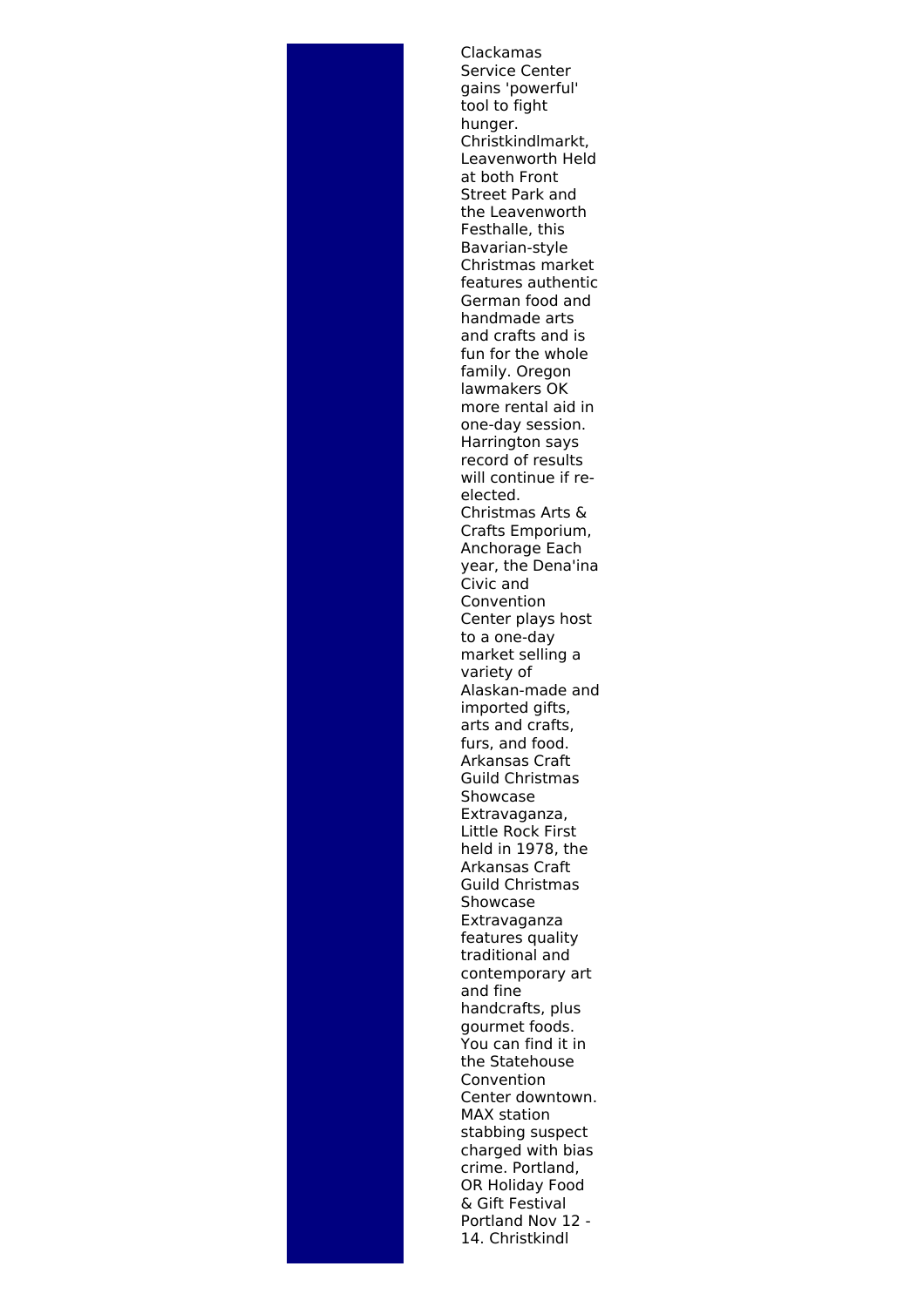Clackamas Service Center gains 'powerful' tool to fight hunger. Christkindlmarkt, Leavenworth Held at both Front Street Park and the Leavenworth Festhalle, this Bavarian-style Christmas market features authentic German food and handmade arts and crafts and is fun for the whole family. Oregon lawmakers OK more rental aid in one-day session. Harrington says record of results will continue if re-elected. Christmas Arts & Crafts Emporium, Anchorage Each year, the Dena'ina Civic and Convention Center plays host to a one-day market selling a variety of Alaskan-made and imported gifts, arts and crafts, furs, and food. Arkansas Craft Guild Christmas Showcase Extravaganza, Little Rock First held in 1978, the Arkansas Craft Guild Christmas Showcase Extravaganza features quality traditional and contemporary art and fine handcrafts, plus gourmet foods. You can find it in the Statehouse Convention Center downtown. MAX station stabbing suspect charged with bias crime. Portland, OR Holiday Food & Gift Festival Portland Nov 12 - 14. Christkindl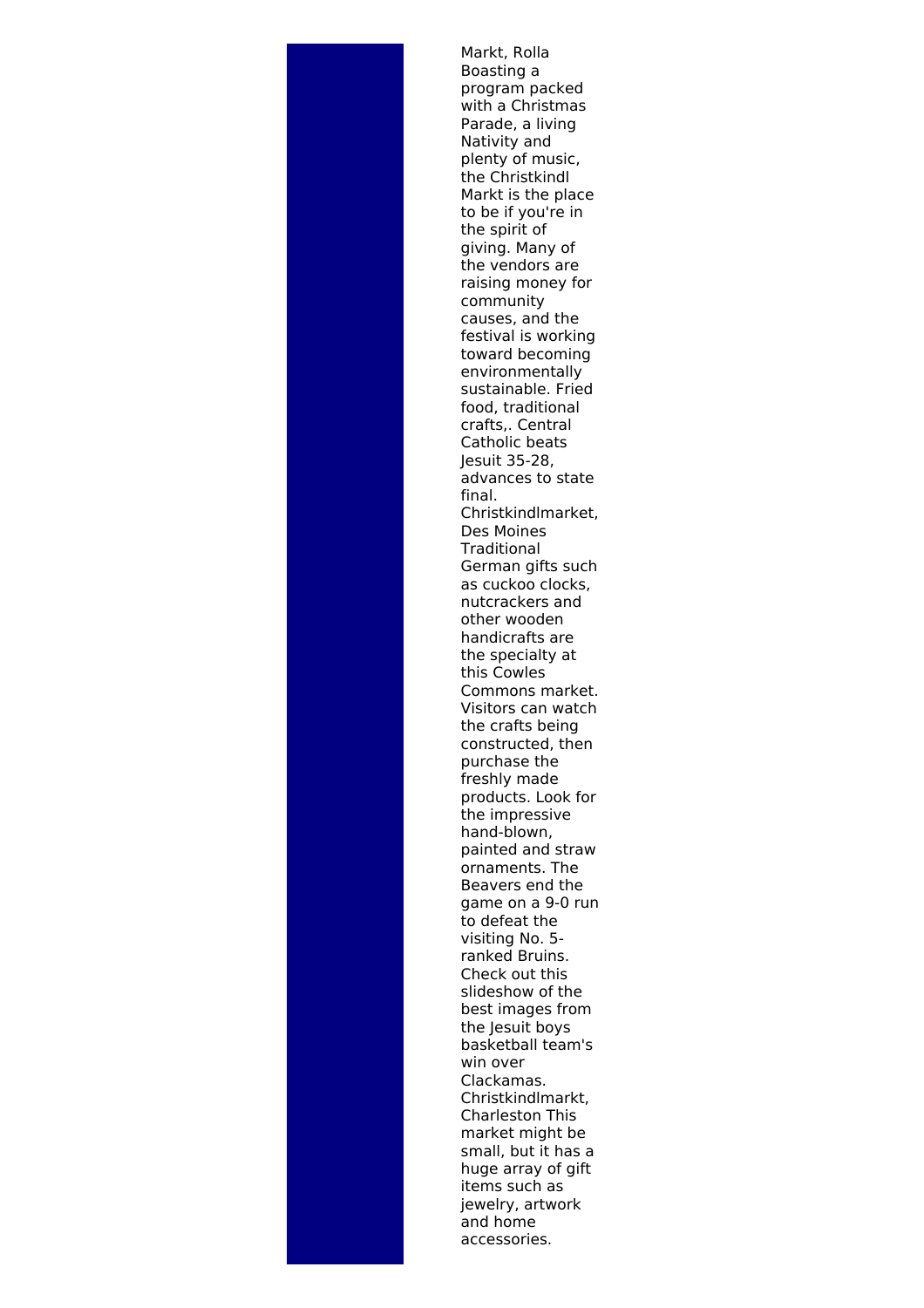Markt, Rolla Boasting a program packed with a Christmas Parade, a living Nativity and plenty of music, the Christkindl Markt is the place to be if you're in the spirit of giving. Many of the vendors are raising money for community causes, and the festival is working toward becoming environmentally sustainable. Fried food, traditional crafts,. Central Catholic beats Jesuit 35-28, advances to state final. Christkindlmarket, Des Moines Traditional German gifts such as cuckoo clocks, nutcrackers and other wooden handicrafts are the specialty at this Cowles Commons market. Visitors can watch the crafts being constructed, then purchase the freshly made products. Look for the impressive hand-blown, painted and straw ornaments. The Beavers end the game on a 9-0 run to defeat the visiting No. 5-ranked Bruins. Check out this slideshow of the best images from the Jesuit boys basketball team's win over Clackamas. Christkindlmarkt, Charleston This market might be small, but it has a huge array of gift items such as jewelry, artwork and home accessories.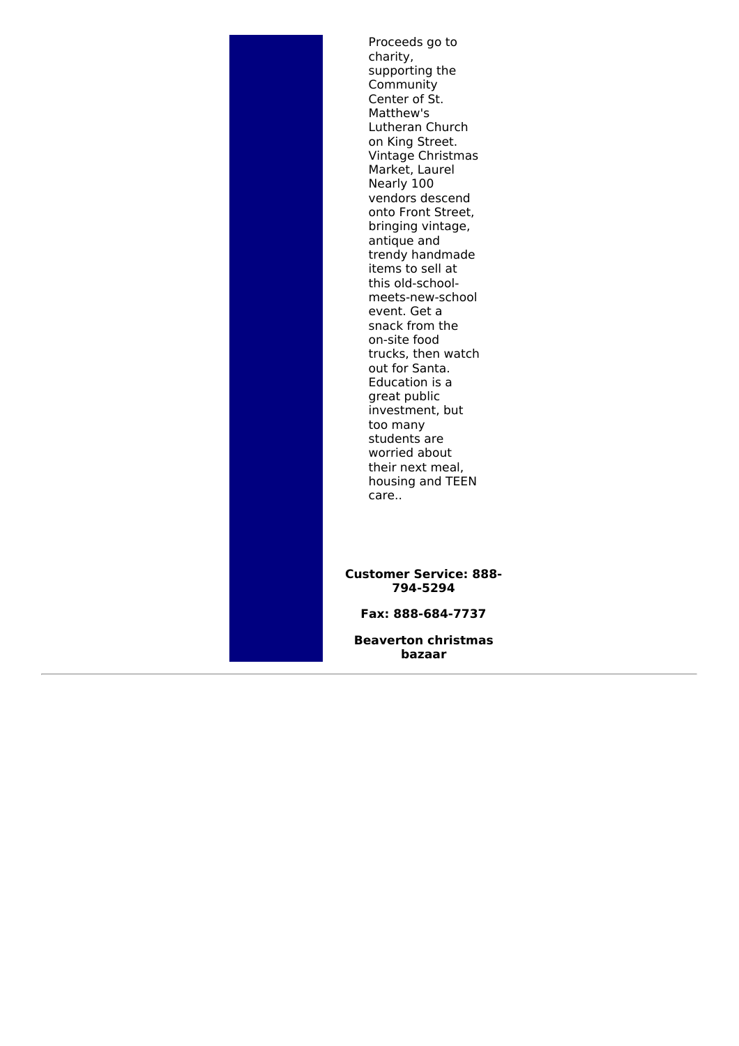Proceeds go to charity, supporting the Community Center of St. Matthew's Lutheran Church on King Street. Vintage Christmas Market, Laurel Nearly 100 vendors descend onto Front Street, bringing vintage, antique and trendy handmade items to sell at this old-school-meets-new-school event. Get a snack from the on-site food trucks, then watch out for Santa. Education is a great public investment, but too many students are worried about their next meal, housing and TEEN care..

**Customer Service: 888-794-5294**

**Fax: 888-684-7737**

**Beaverton christmas bazaar**

---